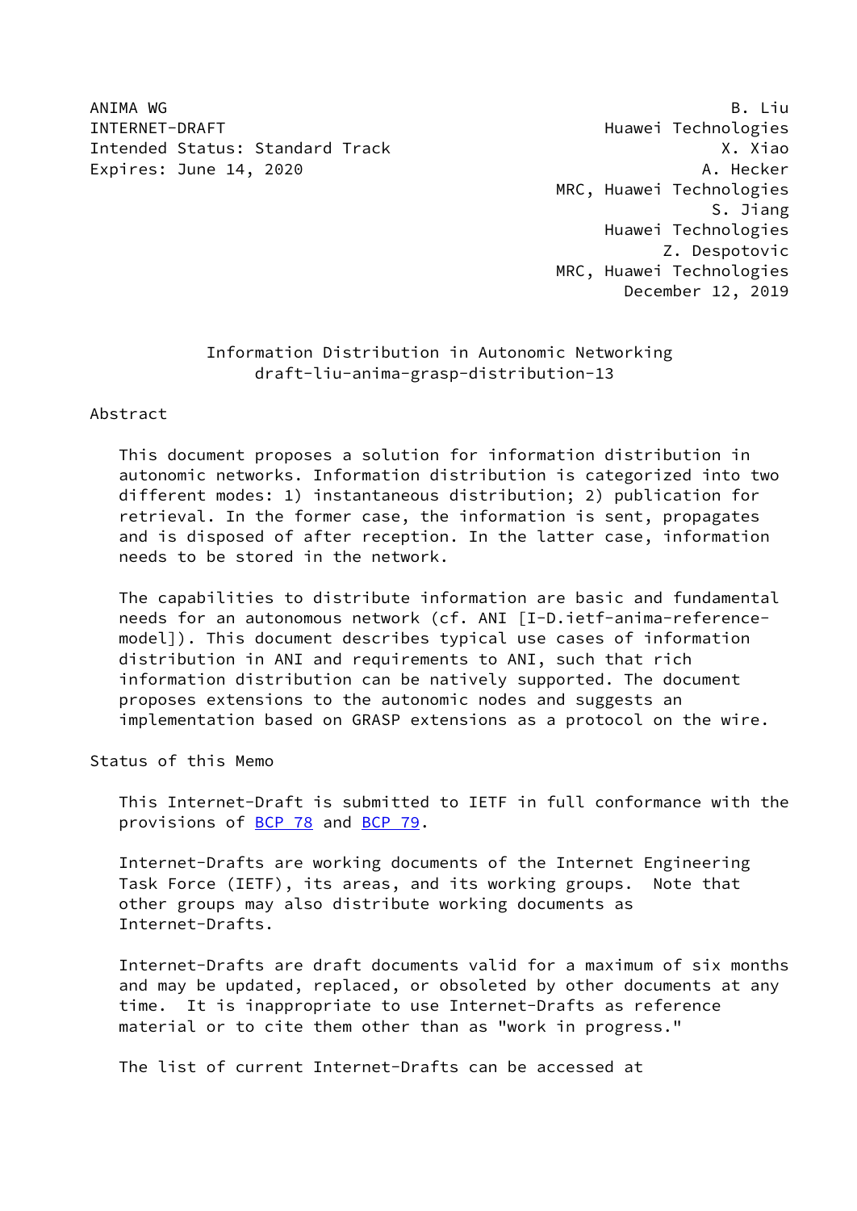ANIMA WG
INTERNET-DRAFT
Intended Status: Standard Track
Expires: June 14, 2020

B. Liu
Huawei Technologies
X. Xiao
A. Hecker
MRC, Huawei Technologies
S. Jiang
Huawei Technologies
Z. Despotovic
MRC, Huawei Technologies
December 12, 2019

# Information Distribution in Autonomic Networking
draft-liu-anima-grasp-distribution-13

## Abstract

This document proposes a solution for information distribution in autonomic networks. Information distribution is categorized into two different modes: 1) instantaneous distribution; 2) publication for retrieval. In the former case, the information is sent, propagates and is disposed of after reception. In the latter case, information needs to be stored in the network.

The capabilities to distribute information are basic and fundamental needs for an autonomous network (cf. ANI [I-D.ietf-anima-reference-model]). This document describes typical use cases of information distribution in ANI and requirements to ANI, such that rich information distribution can be natively supported. The document proposes extensions to the autonomic nodes and suggests an implementation based on GRASP extensions as a protocol on the wire.

## Status of this Memo

This Internet-Draft is submitted to IETF in full conformance with the provisions of BCP 78 and BCP 79.

Internet-Drafts are working documents of the Internet Engineering Task Force (IETF), its areas, and its working groups. Note that other groups may also distribute working documents as Internet-Drafts.

Internet-Drafts are draft documents valid for a maximum of six months and may be updated, replaced, or obsoleted by other documents at any time. It is inappropriate to use Internet-Drafts as reference material or to cite them other than as "work in progress."

The list of current Internet-Drafts can be accessed at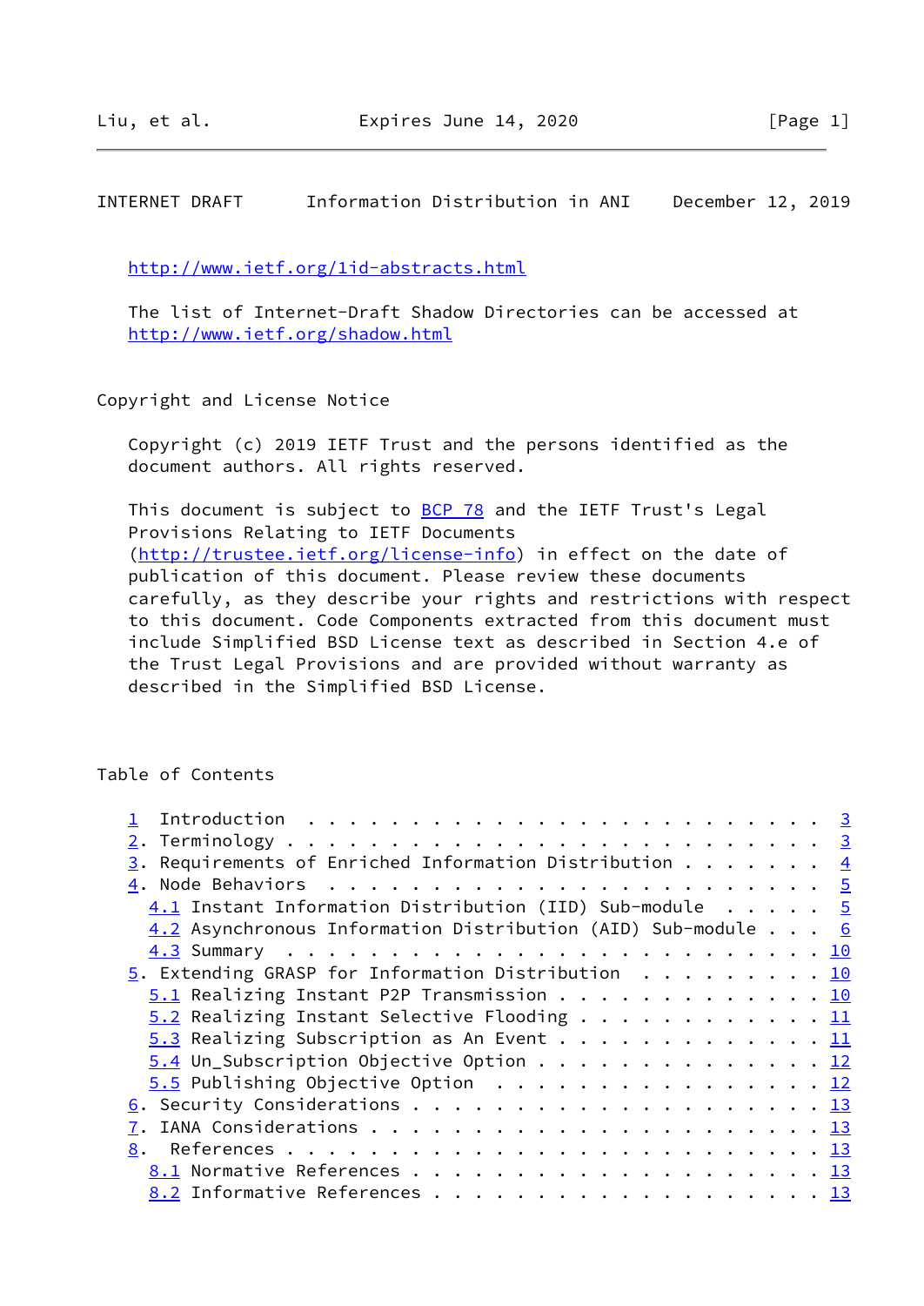http://www.ietf.org/1id-abstracts.html

The list of Internet-Draft Shadow Directories can be accessed at http://www.ietf.org/shadow.html

## Copyright and License Notice

Copyright (c) 2019 IETF Trust and the persons identified as the document authors. All rights reserved.

This document is subject to BCP 78 and the IETF Trust's Legal Provisions Relating to IETF Documents (http://trustee.ietf.org/license-info) in effect on the date of publication of this document. Please review these documents carefully, as they describe your rights and restrictions with respect to this document. Code Components extracted from this document must include Simplified BSD License text as described in Section 4.e of the Trust Legal Provisions and are provided without warranty as described in the Simplified BSD License.

## Table of Contents

```
1  Introduction  . . . . . . . . . . . . . . . . . . . . . . . .  3
2. Terminology . . . . . . . . . . . . . . . . . . . . . . . . .  3
3. Requirements of Enriched Information Distribution . . . . . .  4
4. Node Behaviors  . . . . . . . . . . . . . . . . . . . . . . .  5
  4.1 Instant Information Distribution (IID) Sub-module  . . . .  5
  4.2 Asynchronous Information Distribution (AID) Sub-module . .  6
  4.3 Summary  . . . . . . . . . . . . . . . . . . . . . . . . . 10
5. Extending GRASP for Information Distribution  . . . . . . . . 10
  5.1 Realizing Instant P2P Transmission . . . . . . . . . . . . 10
  5.2 Realizing Instant Selective Flooding . . . . . . . . . . . 11
  5.3 Realizing Subscription as An Event . . . . . . . . . . . . 11
  5.4 Un_Subscription Objective Option . . . . . . . . . . . . . 12
  5.5 Publishing Objective Option  . . . . . . . . . . . . . . . 12
6. Security Considerations . . . . . . . . . . . . . . . . . . . 13
7. IANA Considerations . . . . . . . . . . . . . . . . . . . . . 13
8.  References . . . . . . . . . . . . . . . . . . . . . . . . . 13
  8.1 Normative References . . . . . . . . . . . . . . . . . . . 13
  8.2 Informative References . . . . . . . . . . . . . . . . . . 13
```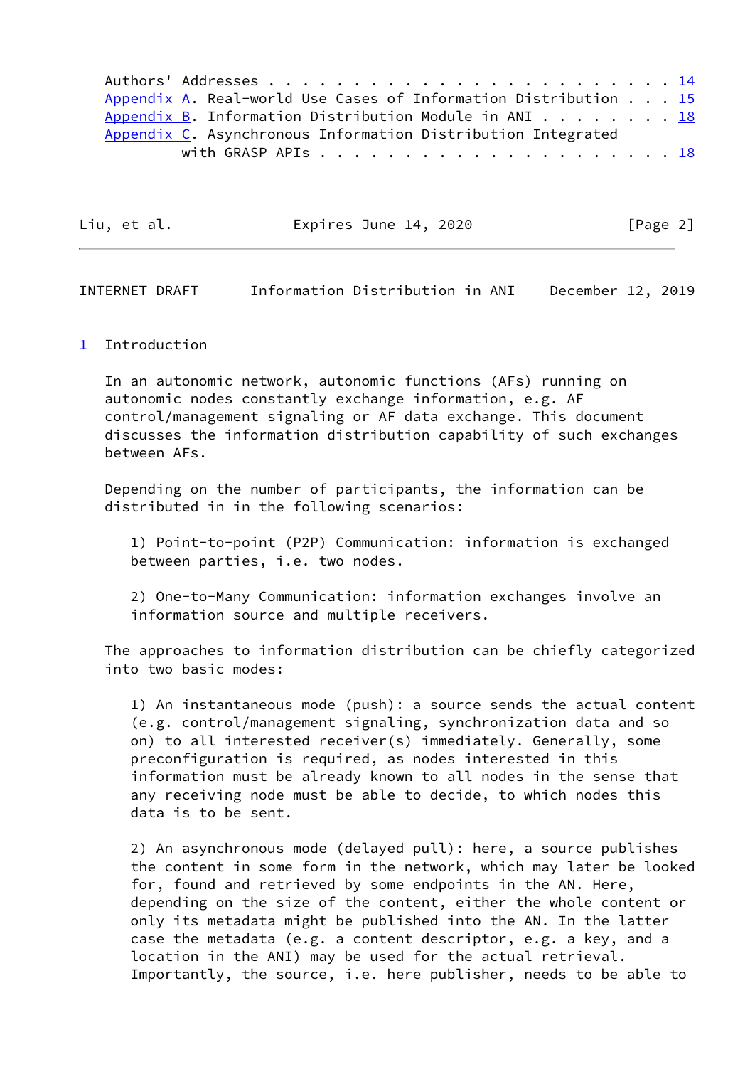Authors' Addresses . . . . . . . . . . . . . . . . . . . . . . . . 14
Appendix A. Real-world Use Cases of Information Distribution . . . 15
Appendix B. Information Distribution Module in ANI . . . . . . . . 18
Appendix C. Asynchronous Information Distribution Integrated with GRASP APIs . . . . . . . . . . . . . . . . . . . . . 18

## 1 Introduction

In an autonomic network, autonomic functions (AFs) running on autonomic nodes constantly exchange information, e.g. AF control/management signaling or AF data exchange. This document discusses the information distribution capability of such exchanges between AFs.

Depending on the number of participants, the information can be distributed in in the following scenarios:

1) Point-to-point (P2P) Communication: information is exchanged between parties, i.e. two nodes.

2) One-to-Many Communication: information exchanges involve an information source and multiple receivers.

The approaches to information distribution can be chiefly categorized into two basic modes:

1) An instantaneous mode (push): a source sends the actual content (e.g. control/management signaling, synchronization data and so on) to all interested receiver(s) immediately. Generally, some preconfiguration is required, as nodes interested in this information must be already known to all nodes in the sense that any receiving node must be able to decide, to which nodes this data is to be sent.

2) An asynchronous mode (delayed pull): here, a source publishes the content in some form in the network, which may later be looked for, found and retrieved by some endpoints in the AN. Here, depending on the size of the content, either the whole content or only its metadata might be published into the AN. In the latter case the metadata (e.g. a content descriptor, e.g. a key, and a location in the ANI) may be used for the actual retrieval. Importantly, the source, i.e. here publisher, needs to be able to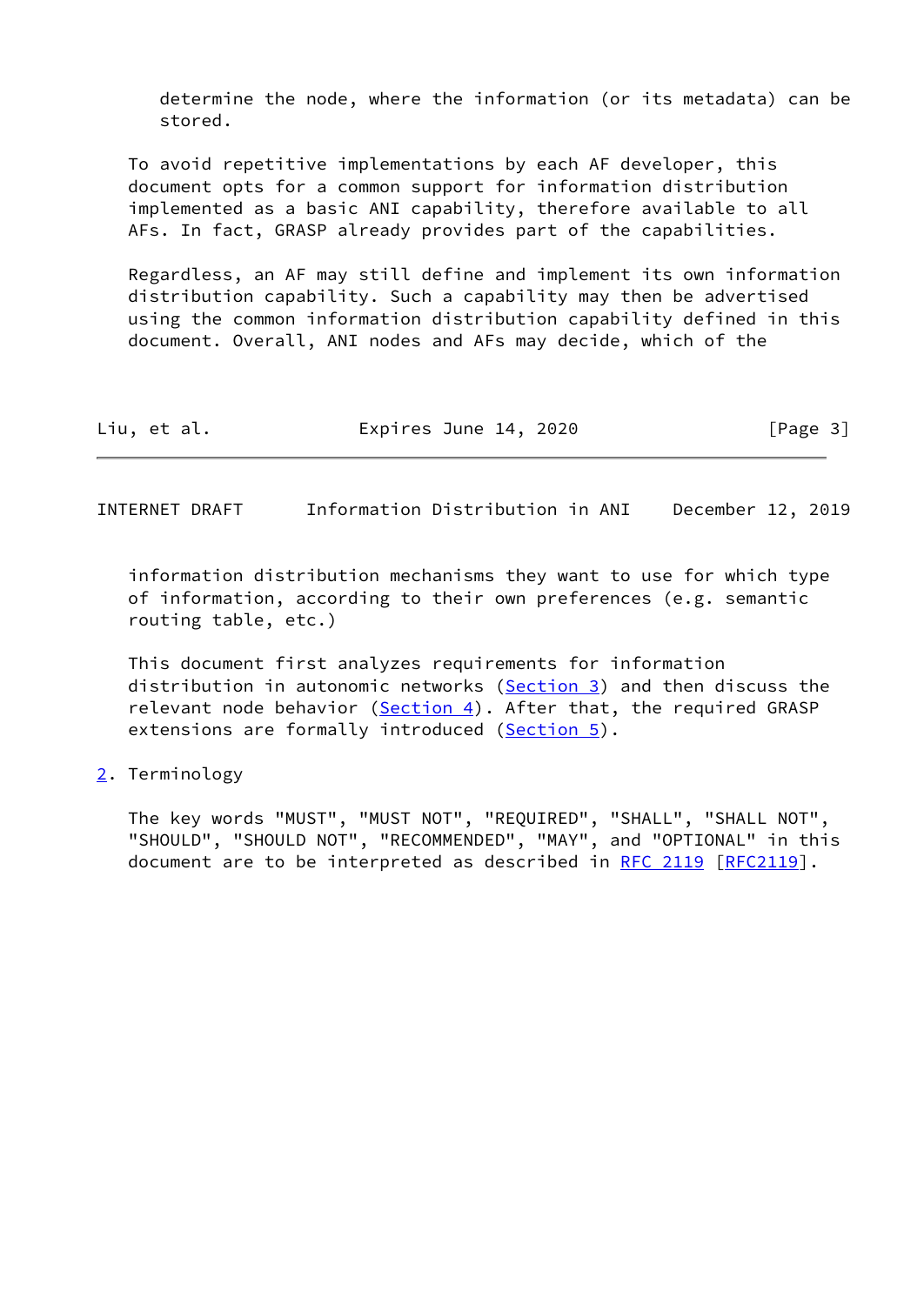determine the node, where the information (or its metadata) can be stored.

To avoid repetitive implementations by each AF developer, this document opts for a common support for information distribution implemented as a basic ANI capability, therefore available to all AFs. In fact, GRASP already provides part of the capabilities.

Regardless, an AF may still define and implement its own information distribution capability. Such a capability may then be advertised using the common information distribution capability defined in this document. Overall, ANI nodes and AFs may decide, which of the information distribution mechanisms they want to use for which type of information, according to their own preferences (e.g. semantic routing table, etc.)

This document first analyzes requirements for information distribution in autonomic networks (Section 3) and then discuss the relevant node behavior (Section 4). After that, the required GRASP extensions are formally introduced (Section 5).

## 2. Terminology

The key words "MUST", "MUST NOT", "REQUIRED", "SHALL", "SHALL NOT", "SHOULD", "SHOULD NOT", "RECOMMENDED", "MAY", and "OPTIONAL" in this document are to be interpreted as described in RFC 2119 [RFC2119].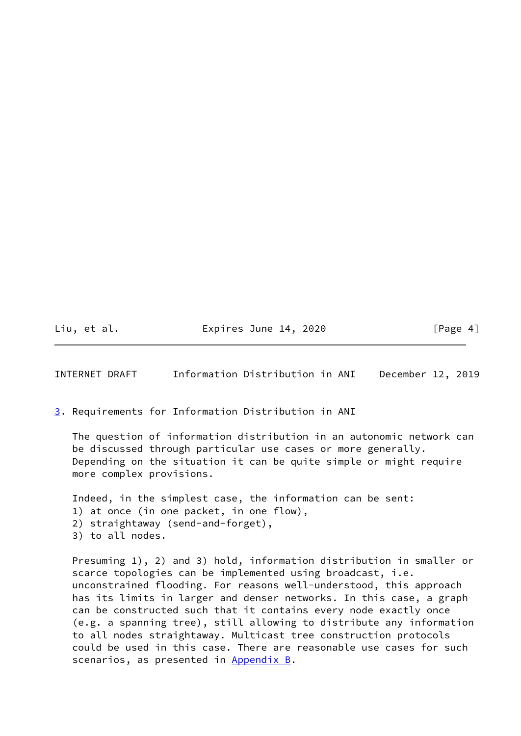# 3. Requirements for Information Distribution in ANI

The question of information distribution in an autonomic network can be discussed through particular use cases or more generally. Depending on the situation it can be quite simple or might require more complex provisions.

Indeed, in the simplest case, the information can be sent:
1) at once (in one packet, in one flow),
2) straightaway (send-and-forget),
3) to all nodes.

Presuming 1), 2) and 3) hold, information distribution in smaller or scarce topologies can be implemented using broadcast, i.e. unconstrained flooding. For reasons well-understood, this approach has its limits in larger and denser networks. In this case, a graph can be constructed such that it contains every node exactly once (e.g. a spanning tree), still allowing to distribute any information to all nodes straightaway. Multicast tree construction protocols could be used in this case. There are reasonable use cases for such scenarios, as presented in Appendix B.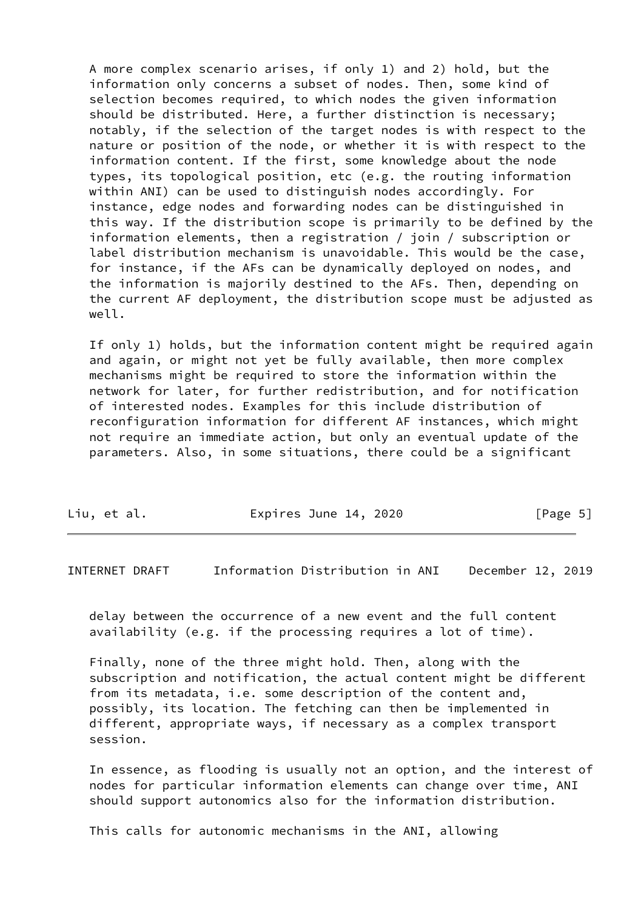A more complex scenario arises, if only 1) and 2) hold, but the information only concerns a subset of nodes. Then, some kind of selection becomes required, to which nodes the given information should be distributed. Here, a further distinction is necessary; notably, if the selection of the target nodes is with respect to the nature or position of the node, or whether it is with respect to the information content. If the first, some knowledge about the node types, its topological position, etc (e.g. the routing information within ANI) can be used to distinguish nodes accordingly. For instance, edge nodes and forwarding nodes can be distinguished in this way. If the distribution scope is primarily to be defined by the information elements, then a registration / join / subscription or label distribution mechanism is unavoidable. This would be the case, for instance, if the AFs can be dynamically deployed on nodes, and the information is majorily destined to the AFs. Then, depending on the current AF deployment, the distribution scope must be adjusted as well.

If only 1) holds, but the information content might be required again and again, or might not yet be fully available, then more complex mechanisms might be required to store the information within the network for later, for further redistribution, and for notification of interested nodes. Examples for this include distribution of reconfiguration information for different AF instances, which might not require an immediate action, but only an eventual update of the parameters. Also, in some situations, there could be a significant delay between the occurrence of a new event and the full content availability (e.g. if the processing requires a lot of time).

Finally, none of the three might hold. Then, along with the subscription and notification, the actual content might be different from its metadata, i.e. some description of the content and, possibly, its location. The fetching can then be implemented in different, appropriate ways, if necessary as a complex transport session.

In essence, as flooding is usually not an option, and the interest of nodes for particular information elements can change over time, ANI should support autonomics also for the information distribution.

This calls for autonomic mechanisms in the ANI, allowing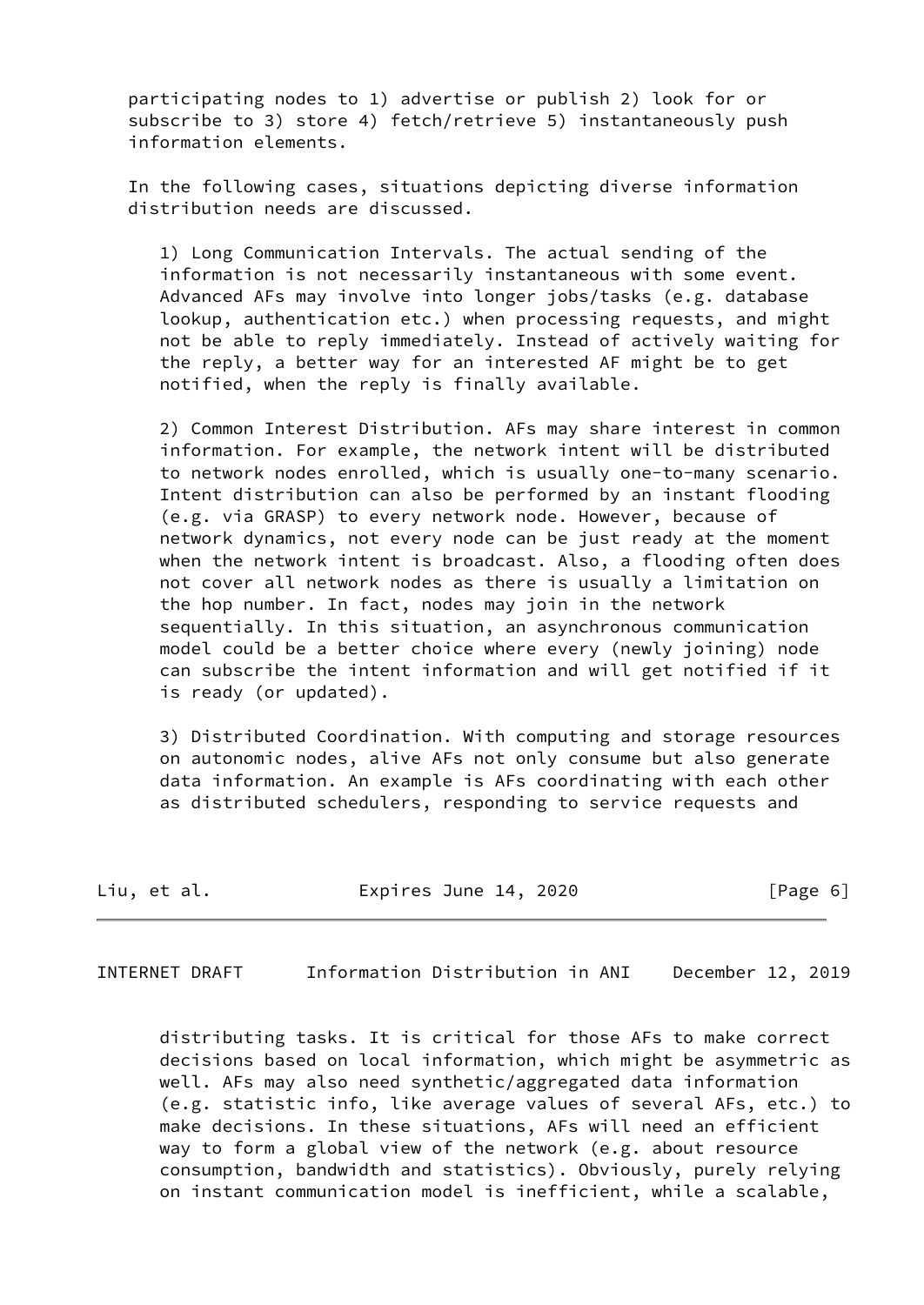participating nodes to 1) advertise or publish 2) look for or subscribe to 3) store 4) fetch/retrieve 5) instantaneously push information elements.

In the following cases, situations depicting diverse information distribution needs are discussed.

1) Long Communication Intervals. The actual sending of the information is not necessarily instantaneous with some event. Advanced AFs may involve into longer jobs/tasks (e.g. database lookup, authentication etc.) when processing requests, and might not be able to reply immediately. Instead of actively waiting for the reply, a better way for an interested AF might be to get notified, when the reply is finally available.

2) Common Interest Distribution. AFs may share interest in common information. For example, the network intent will be distributed to network nodes enrolled, which is usually one-to-many scenario. Intent distribution can also be performed by an instant flooding (e.g. via GRASP) to every network node. However, because of network dynamics, not every node can be just ready at the moment when the network intent is broadcast. Also, a flooding often does not cover all network nodes as there is usually a limitation on the hop number. In fact, nodes may join in the network sequentially. In this situation, an asynchronous communication model could be a better choice where every (newly joining) node can subscribe the intent information and will get notified if it is ready (or updated).

3) Distributed Coordination. With computing and storage resources on autonomic nodes, alive AFs not only consume but also generate data information. An example is AFs coordinating with each other as distributed schedulers, responding to service requests and distributing tasks. It is critical for those AFs to make correct decisions based on local information, which might be asymmetric as well. AFs may also need synthetic/aggregated data information (e.g. statistic info, like average values of several AFs, etc.) to make decisions. In these situations, AFs will need an efficient way to form a global view of the network (e.g. about resource consumption, bandwidth and statistics). Obviously, purely relying on instant communication model is inefficient, while a scalable,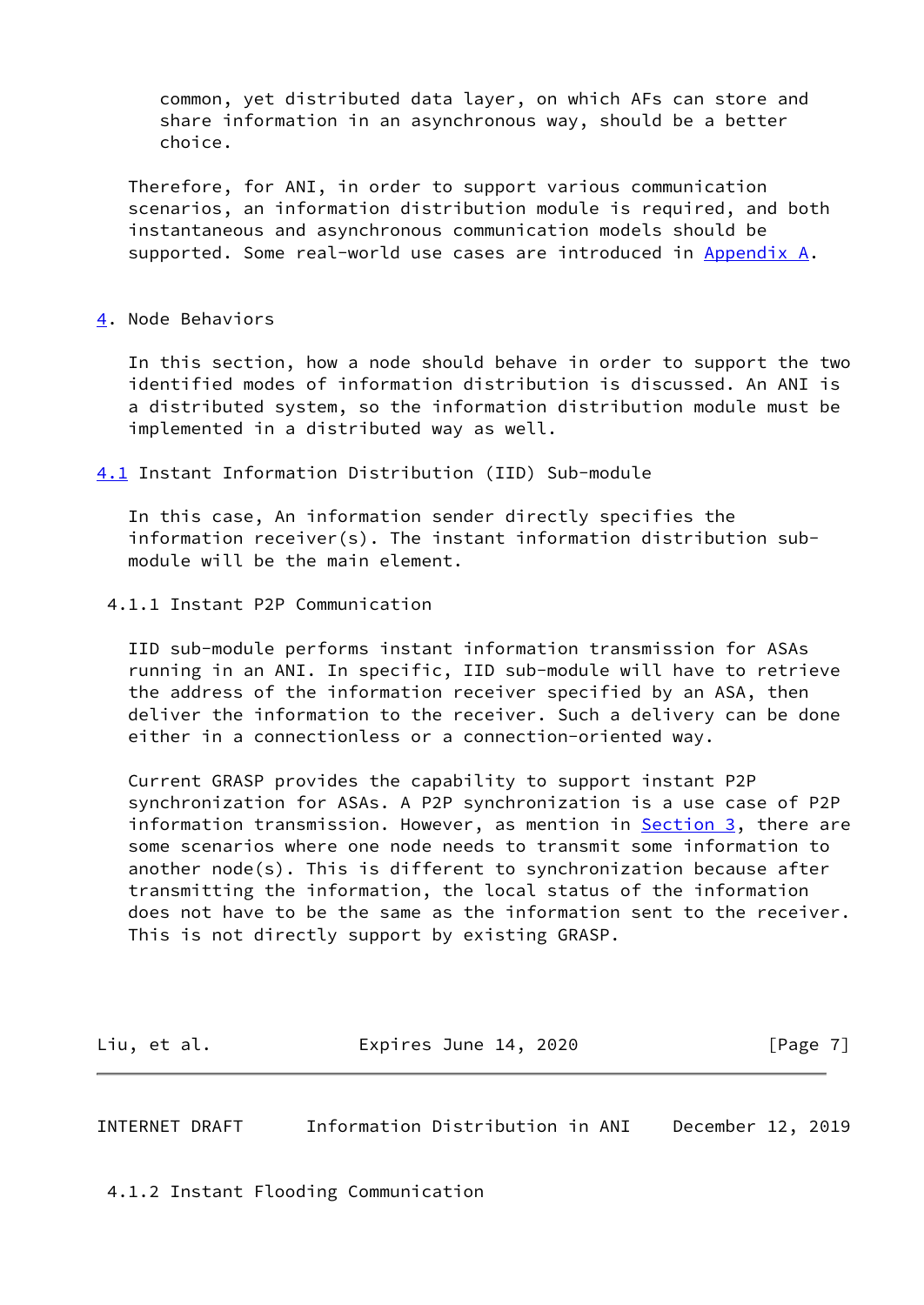common, yet distributed data layer, on which AFs can store and share information in an asynchronous way, should be a better choice.

Therefore, for ANI, in order to support various communication scenarios, an information distribution module is required, and both instantaneous and asynchronous communication models should be supported. Some real-world use cases are introduced in Appendix A.

## 4. Node Behaviors

In this section, how a node should behave in order to support the two identified modes of information distribution is discussed. An ANI is a distributed system, so the information distribution module must be implemented in a distributed way as well.

### 4.1 Instant Information Distribution (IID) Sub-module

In this case, An information sender directly specifies the information receiver(s). The instant information distribution sub-module will be the main element.

#### 4.1.1 Instant P2P Communication

IID sub-module performs instant information transmission for ASAs running in an ANI. In specific, IID sub-module will have to retrieve the address of the information receiver specified by an ASA, then deliver the information to the receiver. Such a delivery can be done either in a connectionless or a connection-oriented way.

Current GRASP provides the capability to support instant P2P synchronization for ASAs. A P2P synchronization is a use case of P2P information transmission. However, as mention in Section 3, there are some scenarios where one node needs to transmit some information to another node(s). This is different to synchronization because after transmitting the information, the local status of the information does not have to be the same as the information sent to the receiver. This is not directly support by existing GRASP.

#### 4.1.2 Instant Flooding Communication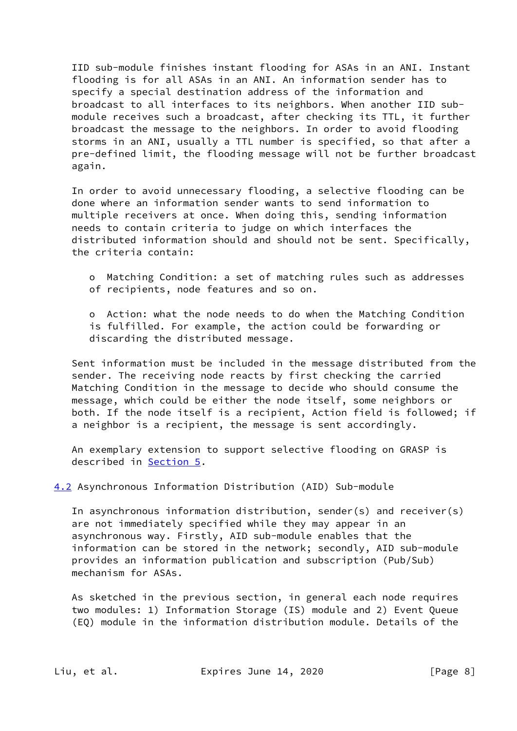IID sub-module finishes instant flooding for ASAs in an ANI. Instant flooding is for all ASAs in an ANI. An information sender has to specify a special destination address of the information and broadcast to all interfaces to its neighbors. When another IID sub-module receives such a broadcast, after checking its TTL, it further broadcast the message to the neighbors. In order to avoid flooding storms in an ANI, usually a TTL number is specified, so that after a pre-defined limit, the flooding message will not be further broadcast again.

In order to avoid unnecessary flooding, a selective flooding can be done where an information sender wants to send information to multiple receivers at once. When doing this, sending information needs to contain criteria to judge on which interfaces the distributed information should and should not be sent. Specifically, the criteria contain:

- Matching Condition: a set of matching rules such as addresses of recipients, node features and so on.
- Action: what the node needs to do when the Matching Condition is fulfilled. For example, the action could be forwarding or discarding the distributed message.

Sent information must be included in the message distributed from the sender. The receiving node reacts by first checking the carried Matching Condition in the message to decide who should consume the message, which could be either the node itself, some neighbors or both. If the node itself is a recipient, Action field is followed; if a neighbor is a recipient, the message is sent accordingly.

An exemplary extension to support selective flooding on GRASP is described in Section 5.

## 4.2 Asynchronous Information Distribution (AID) Sub-module

In asynchronous information distribution, sender(s) and receiver(s) are not immediately specified while they may appear in an asynchronous way. Firstly, AID sub-module enables that the information can be stored in the network; secondly, AID sub-module provides an information publication and subscription (Pub/Sub) mechanism for ASAs.

As sketched in the previous section, in general each node requires two modules: 1) Information Storage (IS) module and 2) Event Queue (EQ) module in the information distribution module. Details of the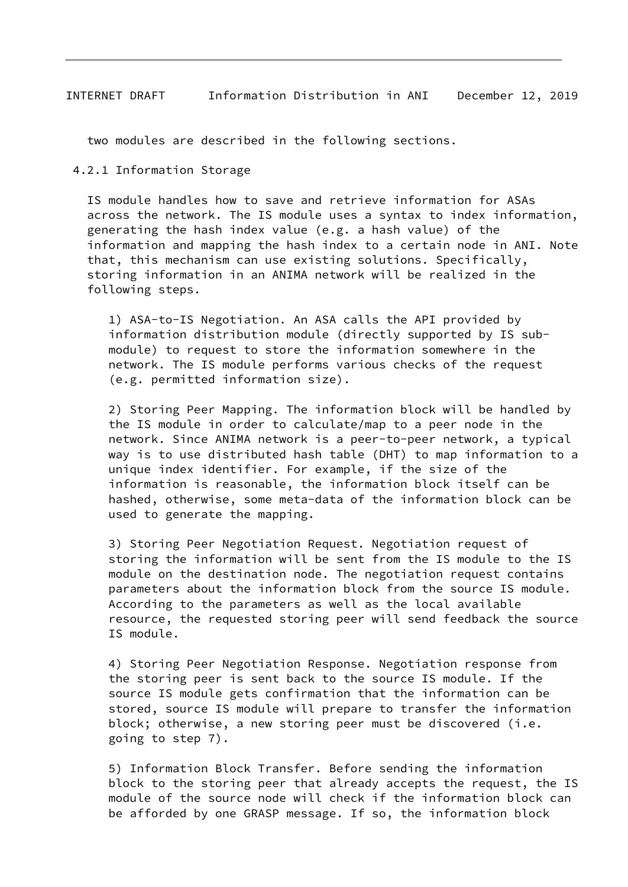two modules are described in the following sections.

### 4.2.1 Information Storage

IS module handles how to save and retrieve information for ASAs across the network. The IS module uses a syntax to index information, generating the hash index value (e.g. a hash value) of the information and mapping the hash index to a certain node in ANI. Note that, this mechanism can use existing solutions. Specifically, storing information in an ANIMA network will be realized in the following steps.

1) ASA-to-IS Negotiation. An ASA calls the API provided by information distribution module (directly supported by IS sub-module) to request to store the information somewhere in the network. The IS module performs various checks of the request (e.g. permitted information size).

2) Storing Peer Mapping. The information block will be handled by the IS module in order to calculate/map to a peer node in the network. Since ANIMA network is a peer-to-peer network, a typical way is to use distributed hash table (DHT) to map information to a unique index identifier. For example, if the size of the information is reasonable, the information block itself can be hashed, otherwise, some meta-data of the information block can be used to generate the mapping.

3) Storing Peer Negotiation Request. Negotiation request of storing the information will be sent from the IS module to the IS module on the destination node. The negotiation request contains parameters about the information block from the source IS module. According to the parameters as well as the local available resource, the requested storing peer will send feedback the source IS module.

4) Storing Peer Negotiation Response. Negotiation response from the storing peer is sent back to the source IS module. If the source IS module gets confirmation that the information can be stored, source IS module will prepare to transfer the information block; otherwise, a new storing peer must be discovered (i.e. going to step 7).

5) Information Block Transfer. Before sending the information block to the storing peer that already accepts the request, the IS module of the source node will check if the information block can be afforded by one GRASP message. If so, the information block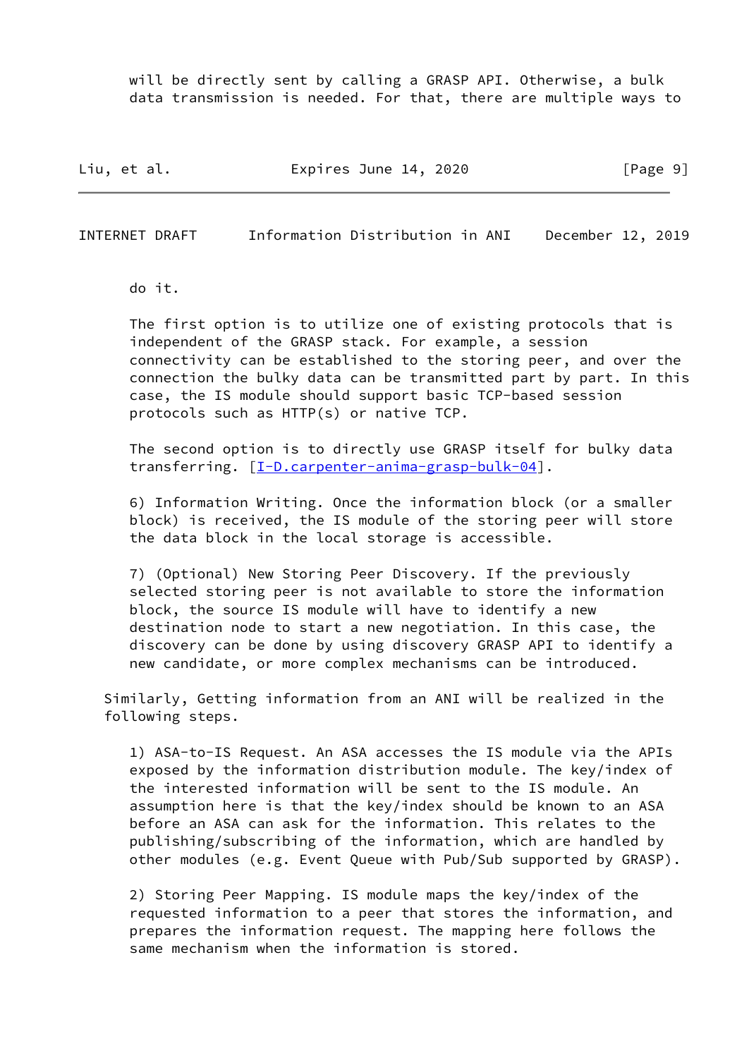will be directly sent by calling a GRASP API. Otherwise, a bulk data transmission is needed. For that, there are multiple ways to do it.

The first option is to utilize one of existing protocols that is independent of the GRASP stack. For example, a session connectivity can be established to the storing peer, and over the connection the bulky data can be transmitted part by part. In this case, the IS module should support basic TCP-based session protocols such as HTTP(s) or native TCP.

The second option is to directly use GRASP itself for bulky data transferring. [I-D.carpenter-anima-grasp-bulk-04].

6) Information Writing. Once the information block (or a smaller block) is received, the IS module of the storing peer will store the data block in the local storage is accessible.

7) (Optional) New Storing Peer Discovery. If the previously selected storing peer is not available to store the information block, the source IS module will have to identify a new destination node to start a new negotiation. In this case, the discovery can be done by using discovery GRASP API to identify a new candidate, or more complex mechanisms can be introduced.

Similarly, Getting information from an ANI will be realized in the following steps.

1) ASA-to-IS Request. An ASA accesses the IS module via the APIs exposed by the information distribution module. The key/index of the interested information will be sent to the IS module. An assumption here is that the key/index should be known to an ASA before an ASA can ask for the information. This relates to the publishing/subscribing of the information, which are handled by other modules (e.g. Event Queue with Pub/Sub supported by GRASP).

2) Storing Peer Mapping. IS module maps the key/index of the requested information to a peer that stores the information, and prepares the information request. The mapping here follows the same mechanism when the information is stored.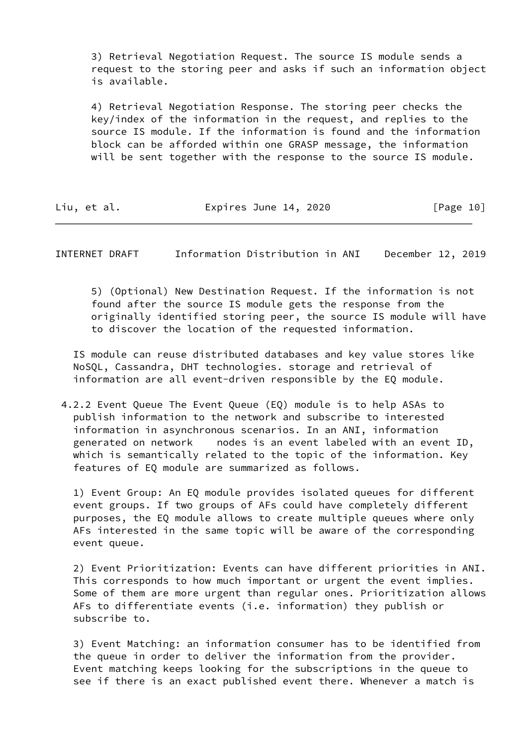3) Retrieval Negotiation Request. The source IS module sends a request to the storing peer and asks if such an information object is available.

4) Retrieval Negotiation Response. The storing peer checks the key/index of the information in the request, and replies to the source IS module. If the information is found and the information block can be afforded within one GRASP message, the information will be sent together with the response to the source IS module.

5) (Optional) New Destination Request. If the information is not found after the source IS module gets the response from the originally identified storing peer, the source IS module will have to discover the location of the requested information.

IS module can reuse distributed databases and key value stores like NoSQL, Cassandra, DHT technologies. storage and retrieval of information are all event-driven responsible by the EQ module.

4.2.2 Event Queue The Event Queue (EQ) module is to help ASAs to publish information to the network and subscribe to interested information in asynchronous scenarios. In an ANI, information generated on network nodes is an event labeled with an event ID, which is semantically related to the topic of the information. Key features of EQ module are summarized as follows.

1) Event Group: An EQ module provides isolated queues for different event groups. If two groups of AFs could have completely different purposes, the EQ module allows to create multiple queues where only AFs interested in the same topic will be aware of the corresponding event queue.

2) Event Prioritization: Events can have different priorities in ANI. This corresponds to how much important or urgent the event implies. Some of them are more urgent than regular ones. Prioritization allows AFs to differentiate events (i.e. information) they publish or subscribe to.

3) Event Matching: an information consumer has to be identified from the queue in order to deliver the information from the provider. Event matching keeps looking for the subscriptions in the queue to see if there is an exact published event there. Whenever a match is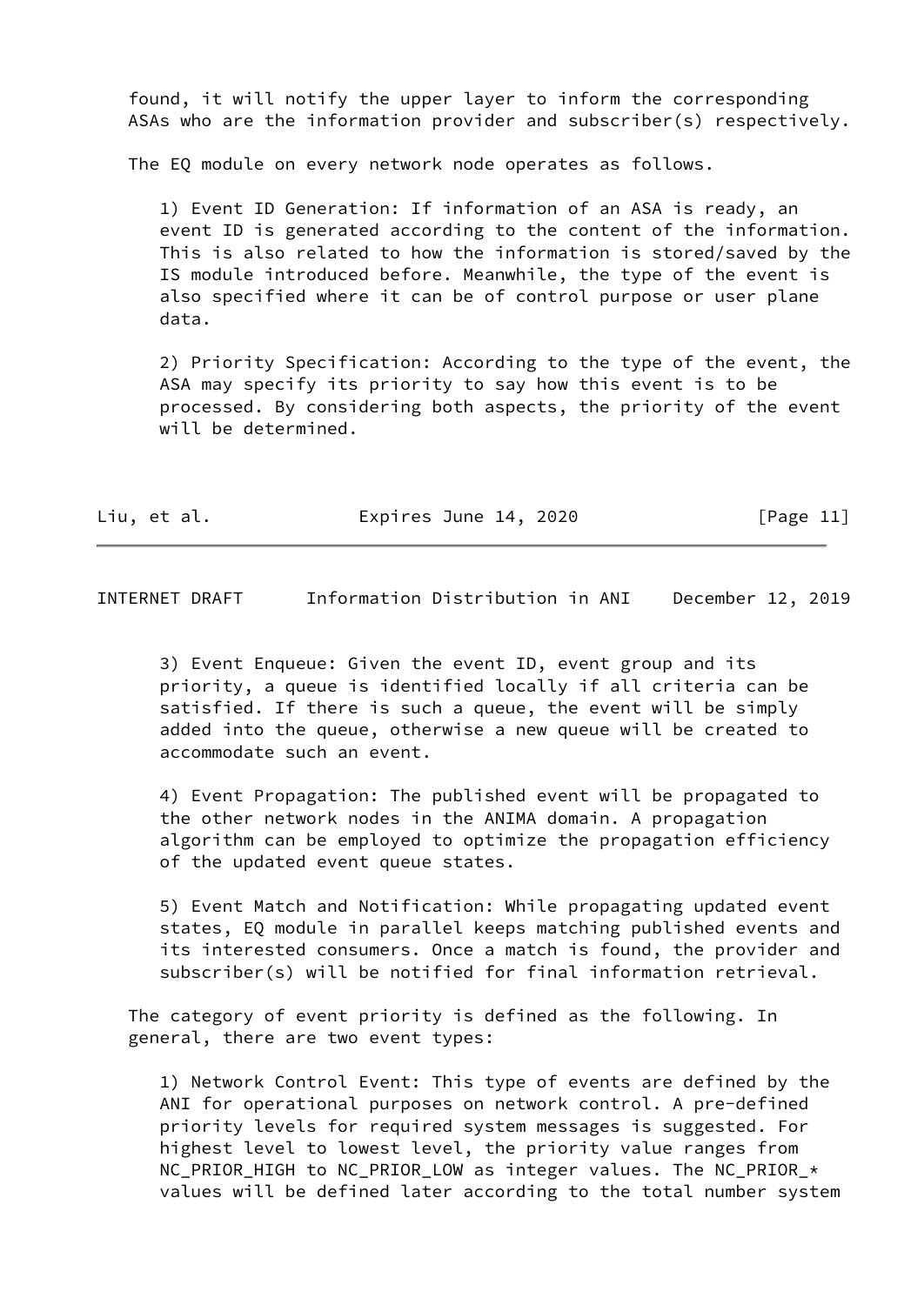found, it will notify the upper layer to inform the corresponding ASAs who are the information provider and subscriber(s) respectively.

The EQ module on every network node operates as follows.

1) Event ID Generation: If information of an ASA is ready, an event ID is generated according to the content of the information. This is also related to how the information is stored/saved by the IS module introduced before. Meanwhile, the type of the event is also specified where it can be of control purpose or user plane data.

2) Priority Specification: According to the type of the event, the ASA may specify its priority to say how this event is to be processed. By considering both aspects, the priority of the event will be determined.

3) Event Enqueue: Given the event ID, event group and its priority, a queue is identified locally if all criteria can be satisfied. If there is such a queue, the event will be simply added into the queue, otherwise a new queue will be created to accommodate such an event.

4) Event Propagation: The published event will be propagated to the other network nodes in the ANIMA domain. A propagation algorithm can be employed to optimize the propagation efficiency of the updated event queue states.

5) Event Match and Notification: While propagating updated event states, EQ module in parallel keeps matching published events and its interested consumers. Once a match is found, the provider and subscriber(s) will be notified for final information retrieval.

The category of event priority is defined as the following. In general, there are two event types:

1) Network Control Event: This type of events are defined by the ANI for operational purposes on network control. A pre-defined priority levels for required system messages is suggested. For highest level to lowest level, the priority value ranges from NC_PRIOR_HIGH to NC_PRIOR_LOW as integer values. The NC_PRIOR_* values will be defined later according to the total number system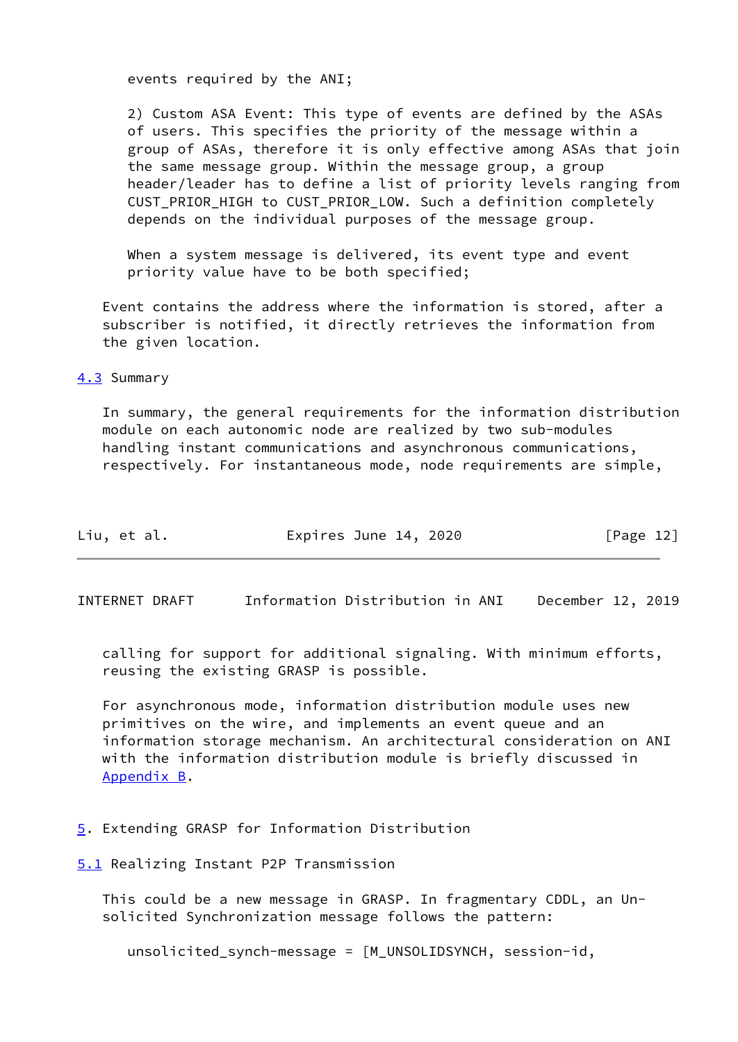events required by the ANI;

2) Custom ASA Event: This type of events are defined by the ASAs of users. This specifies the priority of the message within a group of ASAs, therefore it is only effective among ASAs that join the same message group. Within the message group, a group header/leader has to define a list of priority levels ranging from CUST_PRIOR_HIGH to CUST_PRIOR_LOW. Such a definition completely depends on the individual purposes of the message group.

When a system message is delivered, its event type and event priority value have to be both specified;

Event contains the address where the information is stored, after a subscriber is notified, it directly retrieves the information from the given location.

### 4.3 Summary

In summary, the general requirements for the information distribution module on each autonomic node are realized by two sub-modules handling instant communications and asynchronous communications, respectively. For instantaneous mode, node requirements are simple, calling for support for additional signaling. With minimum efforts, reusing the existing GRASP is possible.

For asynchronous mode, information distribution module uses new primitives on the wire, and implements an event queue and an information storage mechanism. An architectural consideration on ANI with the information distribution module is briefly discussed in Appendix B.

## 5. Extending GRASP for Information Distribution

### 5.1 Realizing Instant P2P Transmission

This could be a new message in GRASP. In fragmentary CDDL, an Un-solicited Synchronization message follows the pattern:

```
unsolicited_synch-message = [M_UNSOLIDSYNCH, session-id,
```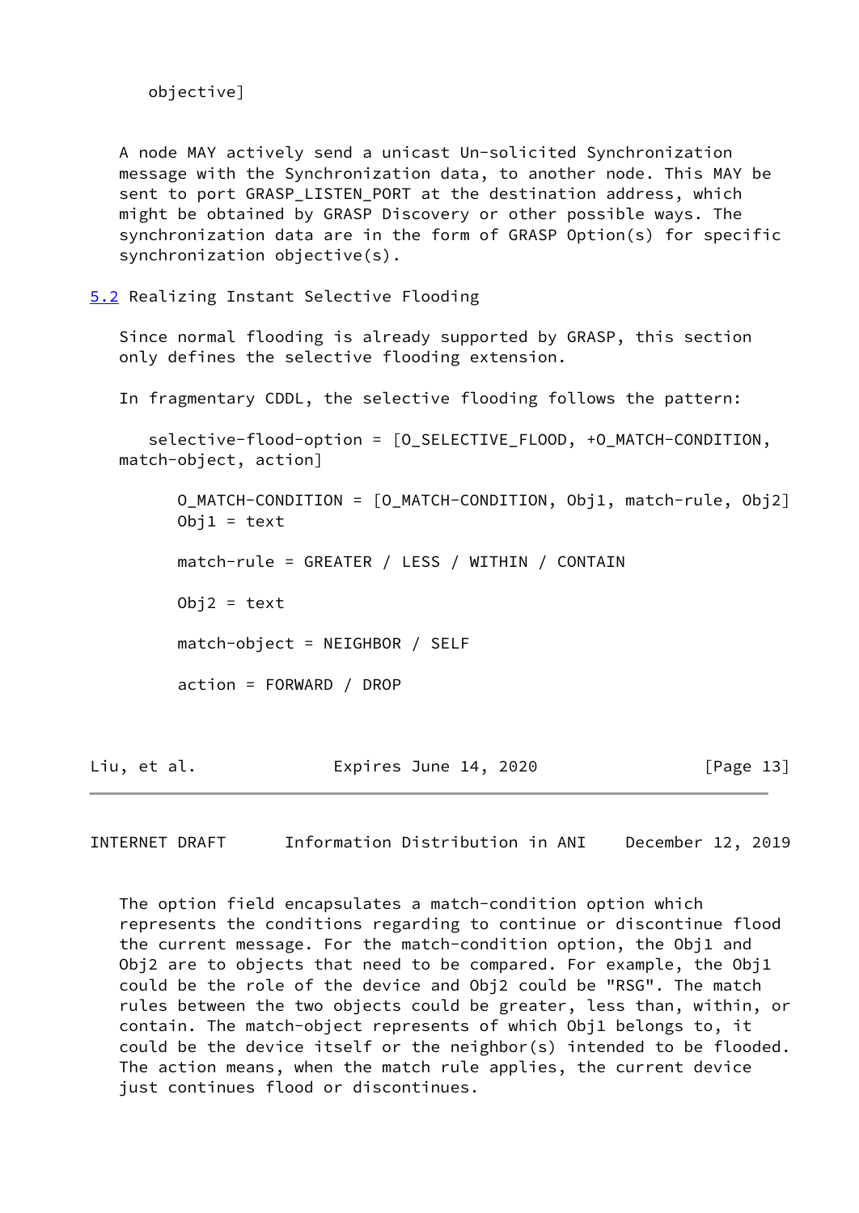objective]

A node MAY actively send a unicast Un-solicited Synchronization message with the Synchronization data, to another node. This MAY be sent to port GRASP_LISTEN_PORT at the destination address, which might be obtained by GRASP Discovery or other possible ways. The synchronization data are in the form of GRASP Option(s) for specific synchronization objective(s).

## 5.2 Realizing Instant Selective Flooding

Since normal flooding is already supported by GRASP, this section only defines the selective flooding extension.

In fragmentary CDDL, the selective flooding follows the pattern:

```
   selective-flood-option = [O_SELECTIVE_FLOOD, +O_MATCH-CONDITION,
match-object, action]

      O_MATCH-CONDITION = [O_MATCH-CONDITION, Obj1, match-rule, Obj2]
      Obj1 = text

      match-rule = GREATER / LESS / WITHIN / CONTAIN

      Obj2 = text

      match-object = NEIGHBOR / SELF

      action = FORWARD / DROP
```

The option field encapsulates a match-condition option which represents the conditions regarding to continue or discontinue flood the current message. For the match-condition option, the Obj1 and Obj2 are to objects that need to be compared. For example, the Obj1 could be the role of the device and Obj2 could be "RSG". The match rules between the two objects could be greater, less than, within, or contain. The match-object represents of which Obj1 belongs to, it could be the device itself or the neighbor(s) intended to be flooded. The action means, when the match rule applies, the current device just continues flood or discontinues.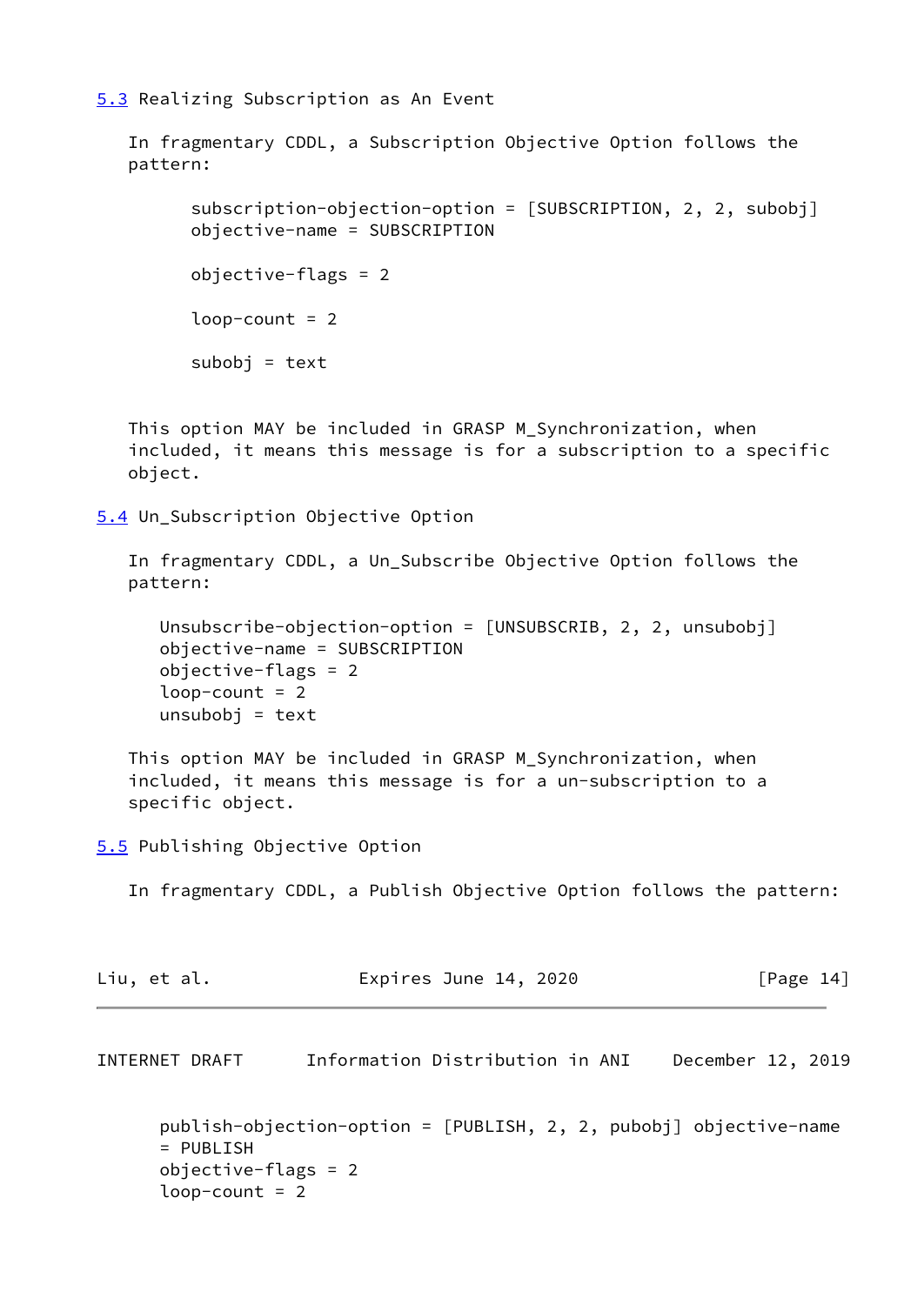### 5.3 Realizing Subscription as An Event

In fragmentary CDDL, a Subscription Objective Option follows the pattern:

```
subscription-objection-option = [SUBSCRIPTION, 2, 2, subobj]
objective-name = SUBSCRIPTION

objective-flags = 2

loop-count = 2

subobj = text
```

This option MAY be included in GRASP M_Synchronization, when included, it means this message is for a subscription to a specific object.

### 5.4 Un_Subscription Objective Option

In fragmentary CDDL, a Un_Subscribe Objective Option follows the pattern:

```
Unsubscribe-objection-option = [UNSUBSCRIB, 2, 2, unsubobj]
objective-name = SUBSCRIPTION
objective-flags = 2
loop-count = 2
unsubobj = text
```

This option MAY be included in GRASP M_Synchronization, when included, it means this message is for a un-subscription to a specific object.

### 5.5 Publishing Objective Option

In fragmentary CDDL, a Publish Objective Option follows the pattern:

```
publish-objection-option = [PUBLISH, 2, 2, pubobj] objective-name
= PUBLISH
objective-flags = 2
loop-count = 2
```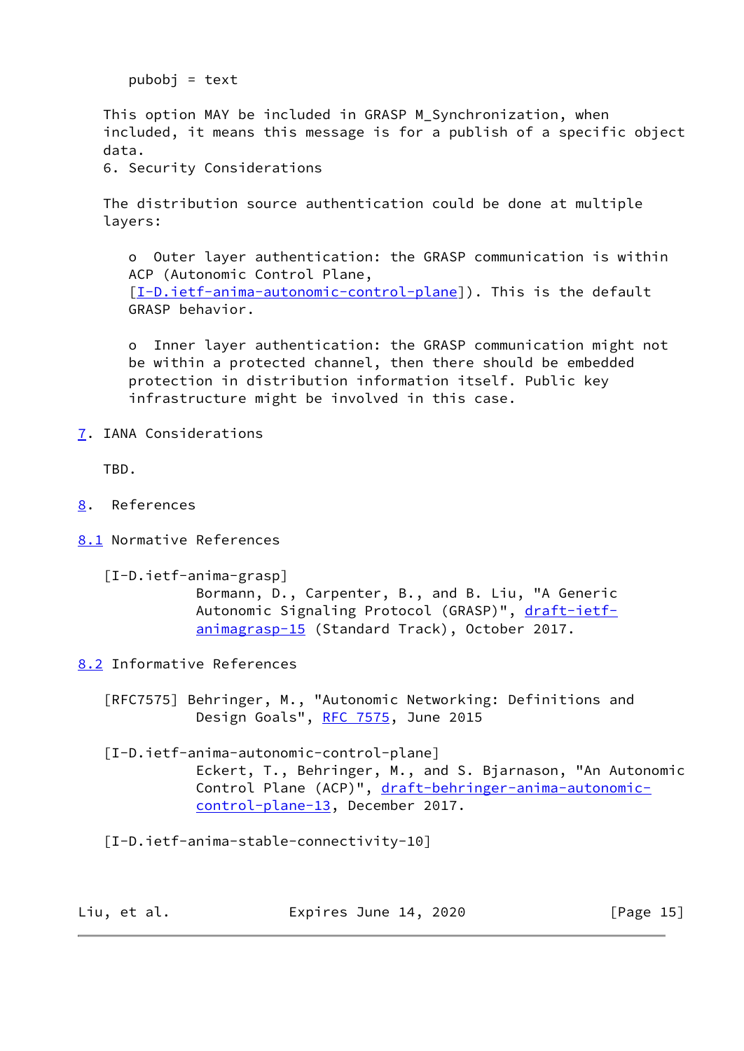```
pubobj = text
```

This option MAY be included in GRASP M_Synchronization, when included, it means this message is for a publish of a specific object data.

## 6. Security Considerations

The distribution source authentication could be done at multiple layers:

- Outer layer authentication: the GRASP communication is within ACP (Autonomic Control Plane, [I-D.ietf-anima-autonomic-control-plane]). This is the default GRASP behavior.

- Inner layer authentication: the GRASP communication might not be within a protected channel, then there should be embedded protection in distribution information itself. Public key infrastructure might be involved in this case.

## 7. IANA Considerations

TBD.

## 8. References

### 8.1 Normative References

[I-D.ietf-anima-grasp]
Bormann, D., Carpenter, B., and B. Liu, "A Generic Autonomic Signaling Protocol (GRASP)", draft-ietf-animagrasp-15 (Standard Track), October 2017.

### 8.2 Informative References

[RFC7575] Behringer, M., "Autonomic Networking: Definitions and Design Goals", RFC 7575, June 2015

[I-D.ietf-anima-autonomic-control-plane]
Eckert, T., Behringer, M., and S. Bjarnason, "An Autonomic Control Plane (ACP)", draft-behringer-anima-autonomic-control-plane-13, December 2017.

[I-D.ietf-anima-stable-connectivity-10]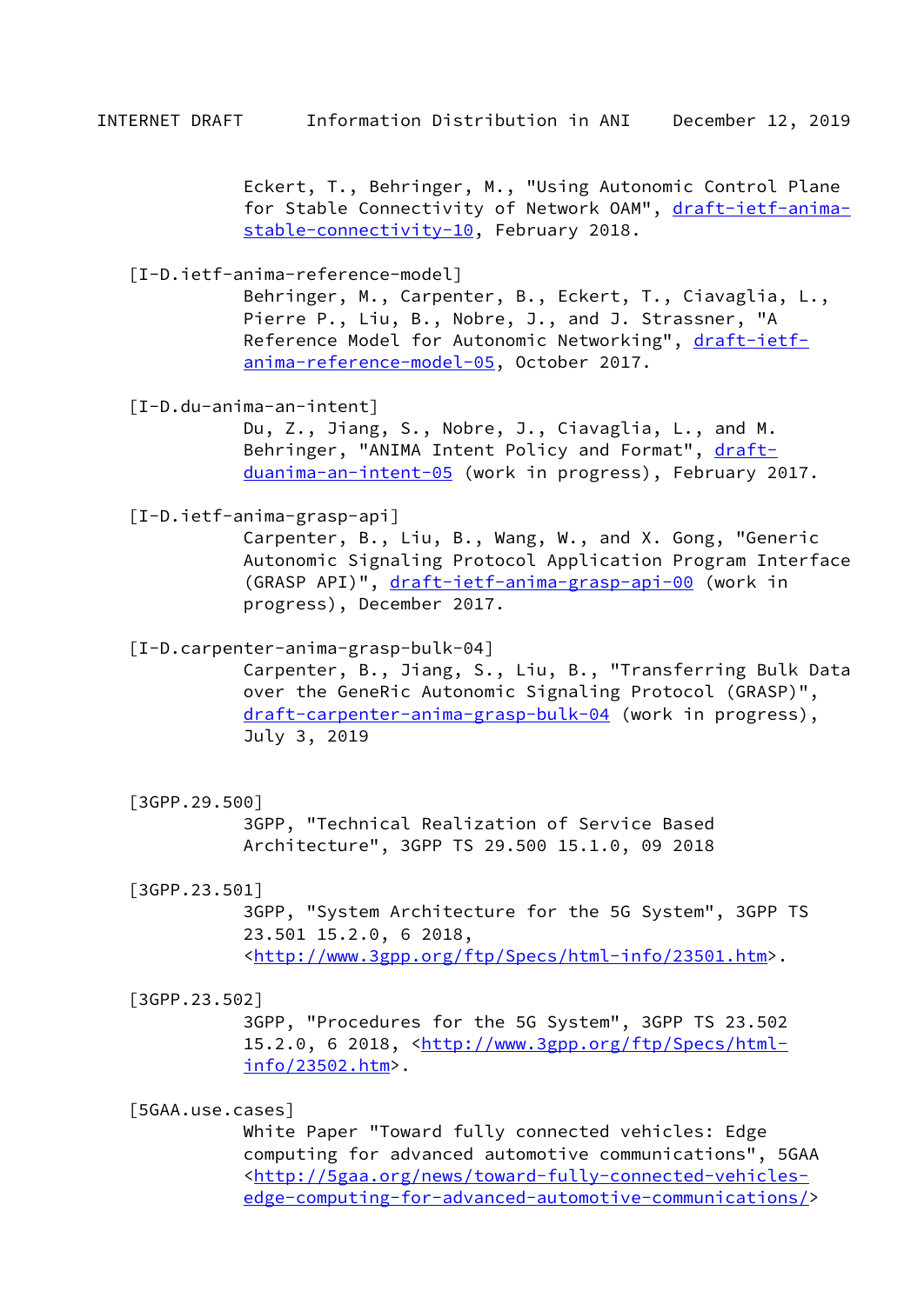Eckert, T., Behringer, M., "Using Autonomic Control Plane for Stable Connectivity of Network OAM", draft-ietf-anima-stable-connectivity-10, February 2018.

[I-D.ietf-anima-reference-model]
Behringer, M., Carpenter, B., Eckert, T., Ciavaglia, L., Pierre P., Liu, B., Nobre, J., and J. Strassner, "A Reference Model for Autonomic Networking", draft-ietf-anima-reference-model-05, October 2017.

[I-D.du-anima-an-intent]
Du, Z., Jiang, S., Nobre, J., Ciavaglia, L., and M. Behringer, "ANIMA Intent Policy and Format", draft-duanima-an-intent-05 (work in progress), February 2017.

[I-D.ietf-anima-grasp-api]
Carpenter, B., Liu, B., Wang, W., and X. Gong, "Generic Autonomic Signaling Protocol Application Program Interface (GRASP API)", draft-ietf-anima-grasp-api-00 (work in progress), December 2017.

[I-D.carpenter-anima-grasp-bulk-04]
Carpenter, B., Jiang, S., Liu, B., "Transferring Bulk Data over the GeneRic Autonomic Signaling Protocol (GRASP)", draft-carpenter-anima-grasp-bulk-04 (work in progress), July 3, 2019

[3GPP.29.500]
3GPP, "Technical Realization of Service Based Architecture", 3GPP TS 29.500 15.1.0, 09 2018

[3GPP.23.501]
3GPP, "System Architecture for the 5G System", 3GPP TS 23.501 15.2.0, 6 2018, <http://www.3gpp.org/ftp/Specs/html-info/23501.htm>.

[3GPP.23.502]
3GPP, "Procedures for the 5G System", 3GPP TS 23.502 15.2.0, 6 2018, <http://www.3gpp.org/ftp/Specs/html-info/23502.htm>.

[5GAA.use.cases]
White Paper "Toward fully connected vehicles: Edge computing for advanced automotive communications", 5GAA <http://5gaa.org/news/toward-fully-connected-vehicles-edge-computing-for-advanced-automotive-communications/>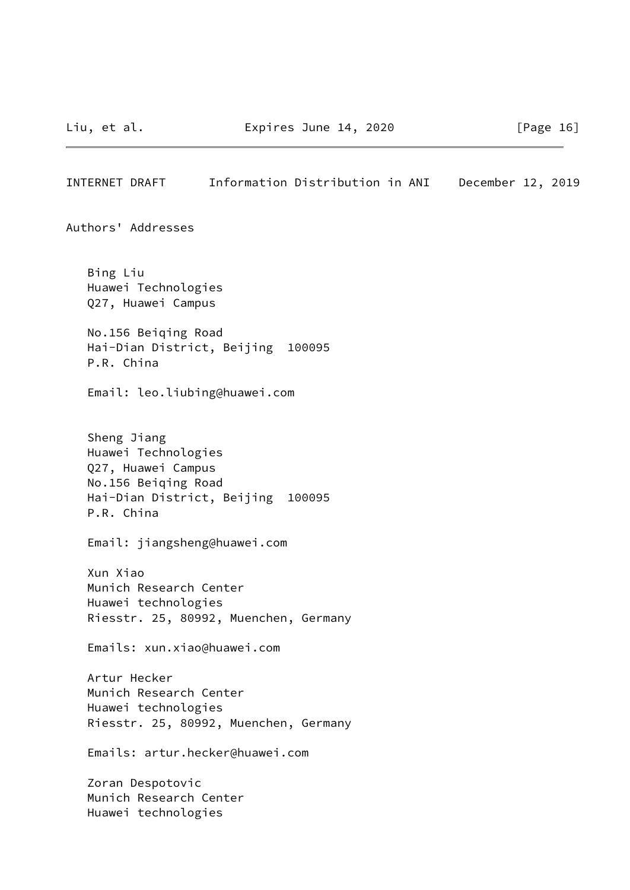## Authors' Addresses

Bing Liu
Huawei Technologies
Q27, Huawei Campus

No.156 Beiqing Road
Hai-Dian District, Beijing 100095
P.R. China

Email: leo.liubing@huawei.com

Sheng Jiang
Huawei Technologies
Q27, Huawei Campus
No.156 Beiqing Road
Hai-Dian District, Beijing 100095
P.R. China

Email: jiangsheng@huawei.com

Xun Xiao
Munich Research Center
Huawei technologies
Riesstr. 25, 80992, Muenchen, Germany

Emails: xun.xiao@huawei.com

Artur Hecker
Munich Research Center
Huawei technologies
Riesstr. 25, 80992, Muenchen, Germany

Emails: artur.hecker@huawei.com

Zoran Despotovic
Munich Research Center
Huawei technologies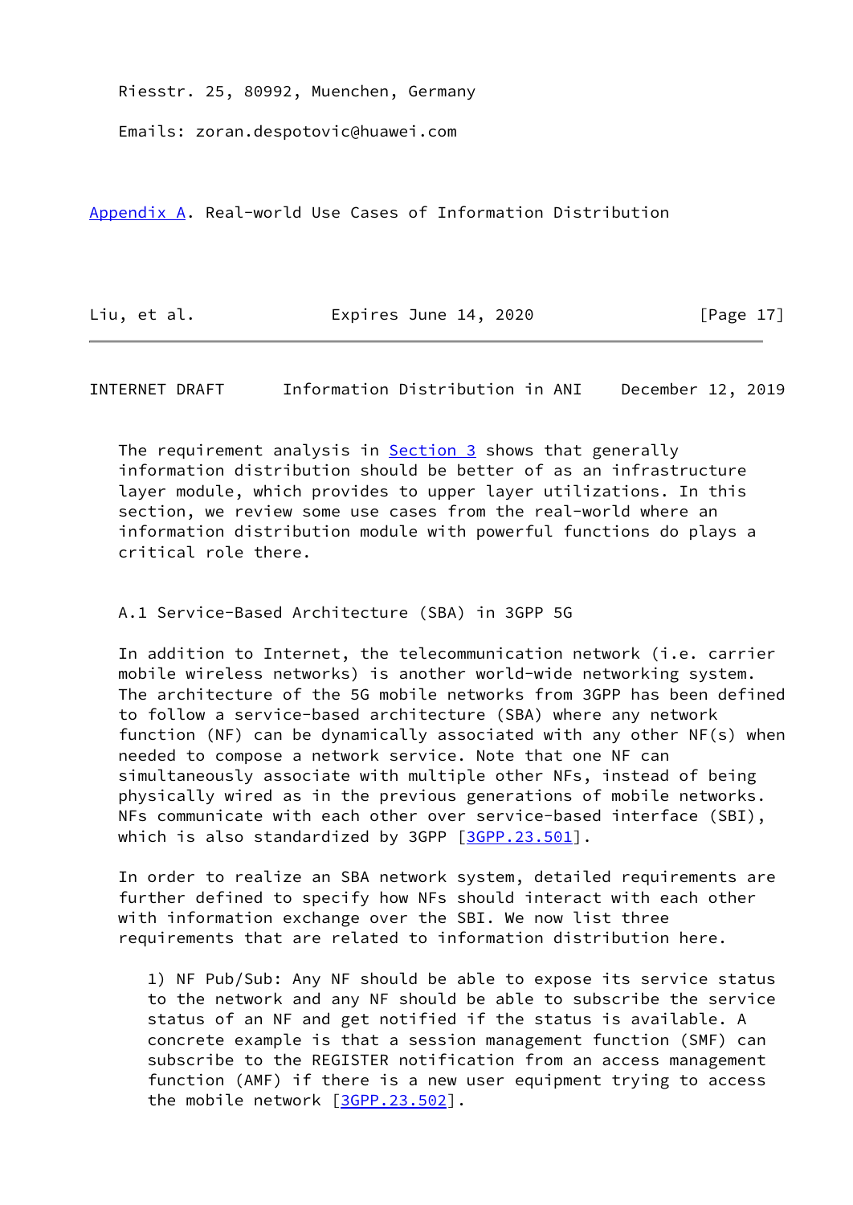Riesstr. 25, 80992, Muenchen, Germany

Emails: zoran.despotovic@huawei.com

## Appendix A. Real-world Use Cases of Information Distribution

The requirement analysis in Section 3 shows that generally information distribution should be better of as an infrastructure layer module, which provides to upper layer utilizations. In this section, we review some use cases from the real-world where an information distribution module with powerful functions do plays a critical role there.

### A.1 Service-Based Architecture (SBA) in 3GPP 5G

In addition to Internet, the telecommunication network (i.e. carrier mobile wireless networks) is another world-wide networking system. The architecture of the 5G mobile networks from 3GPP has been defined to follow a service-based architecture (SBA) where any network function (NF) can be dynamically associated with any other NF(s) when needed to compose a network service. Note that one NF can simultaneously associate with multiple other NFs, instead of being physically wired as in the previous generations of mobile networks. NFs communicate with each other over service-based interface (SBI), which is also standardized by 3GPP [3GPP.23.501].

In order to realize an SBA network system, detailed requirements are further defined to specify how NFs should interact with each other with information exchange over the SBI. We now list three requirements that are related to information distribution here.

1) NF Pub/Sub: Any NF should be able to expose its service status to the network and any NF should be able to subscribe the service status of an NF and get notified if the status is available. A concrete example is that a session management function (SMF) can subscribe to the REGISTER notification from an access management function (AMF) if there is a new user equipment trying to access the mobile network [3GPP.23.502].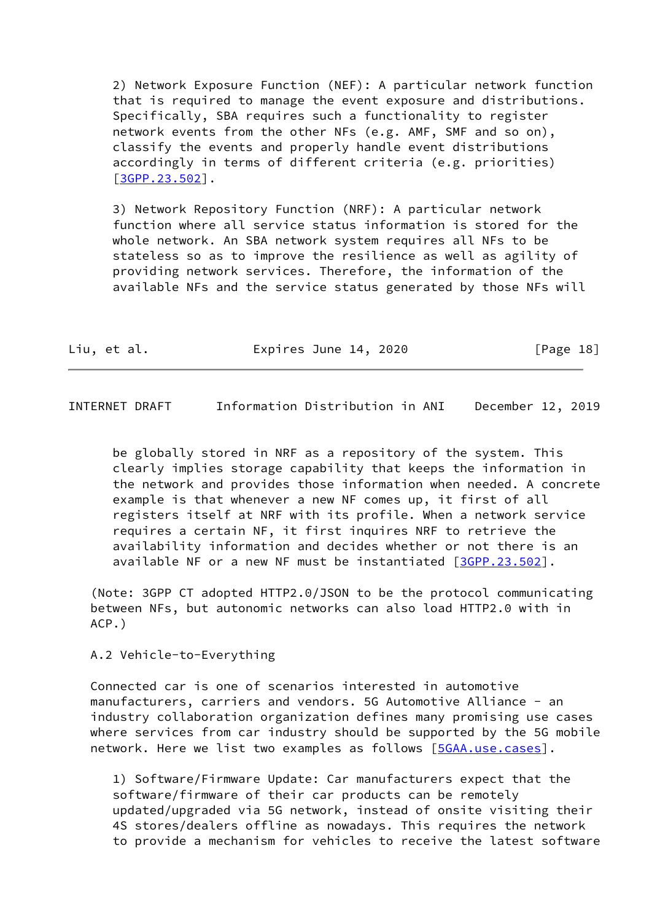2) Network Exposure Function (NEF): A particular network function that is required to manage the event exposure and distributions. Specifically, SBA requires such a functionality to register network events from the other NFs (e.g. AMF, SMF and so on), classify the events and properly handle event distributions accordingly in terms of different criteria (e.g. priorities) [3GPP.23.502].

3) Network Repository Function (NRF): A particular network function where all service status information is stored for the whole network. An SBA network system requires all NFs to be stateless so as to improve the resilience as well as agility of providing network services. Therefore, the information of the available NFs and the service status generated by those NFs will be globally stored in NRF as a repository of the system. This clearly implies storage capability that keeps the information in the network and provides those information when needed. A concrete example is that whenever a new NF comes up, it first of all registers itself at NRF with its profile. When a network service requires a certain NF, it first inquires NRF to retrieve the availability information and decides whether or not there is an available NF or a new NF must be instantiated [3GPP.23.502].

(Note: 3GPP CT adopted HTTP2.0/JSON to be the protocol communicating between NFs, but autonomic networks can also load HTTP2.0 with in ACP.)

## A.2 Vehicle-to-Everything

Connected car is one of scenarios interested in automotive manufacturers, carriers and vendors. 5G Automotive Alliance - an industry collaboration organization defines many promising use cases where services from car industry should be supported by the 5G mobile network. Here we list two examples as follows [5GAA.use.cases].

1) Software/Firmware Update: Car manufacturers expect that the software/firmware of their car products can be remotely updated/upgraded via 5G network, instead of onsite visiting their 4S stores/dealers offline as nowadays. This requires the network to provide a mechanism for vehicles to receive the latest software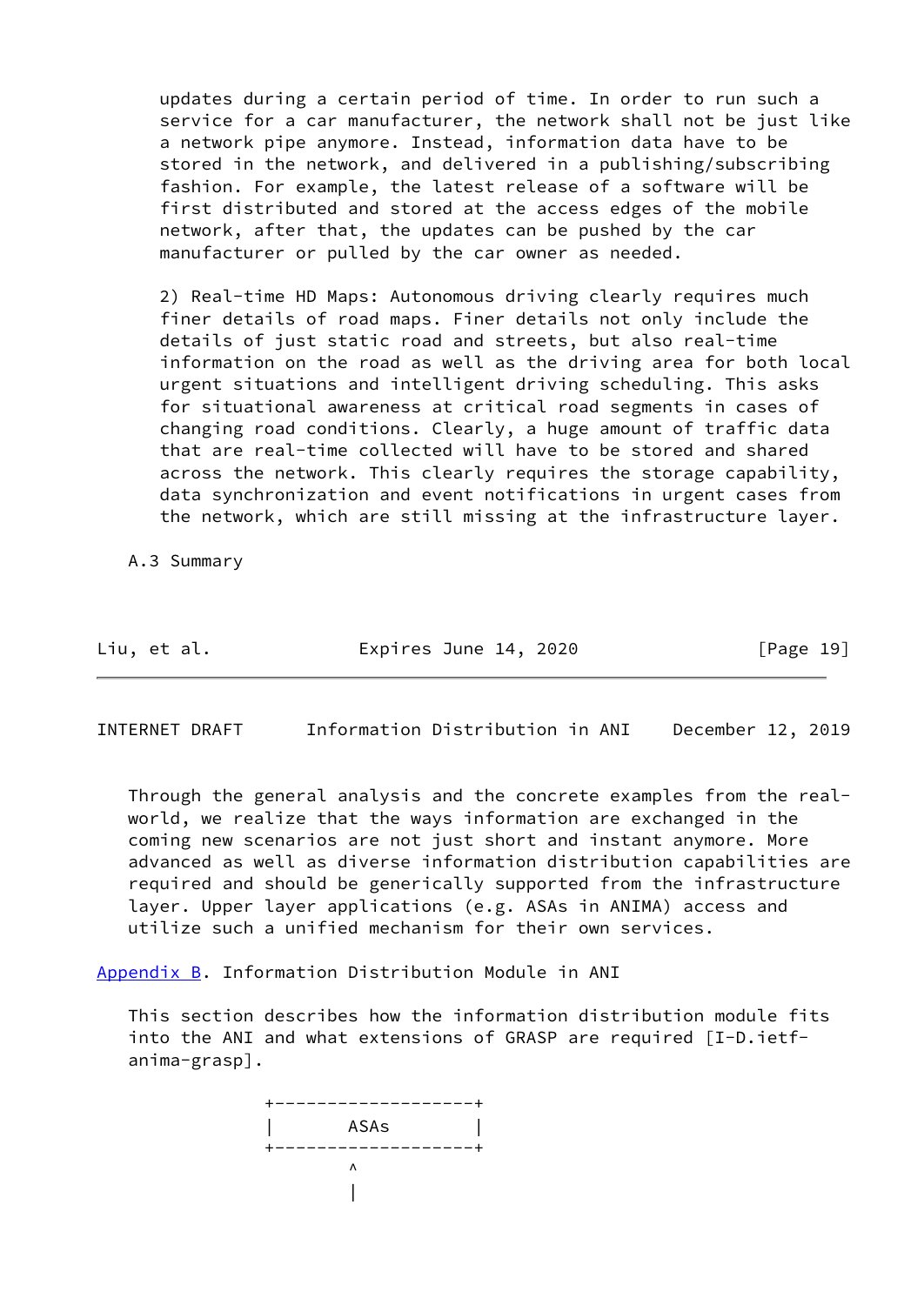updates during a certain period of time. In order to run such a service for a car manufacturer, the network shall not be just like a network pipe anymore. Instead, information data have to be stored in the network, and delivered in a publishing/subscribing fashion. For example, the latest release of a software will be first distributed and stored at the access edges of the mobile network, after that, the updates can be pushed by the car manufacturer or pulled by the car owner as needed.

2) Real-time HD Maps: Autonomous driving clearly requires much finer details of road maps. Finer details not only include the details of just static road and streets, but also real-time information on the road as well as the driving area for both local urgent situations and intelligent driving scheduling. This asks for situational awareness at critical road segments in cases of changing road conditions. Clearly, a huge amount of traffic data that are real-time collected will have to be stored and shared across the network. This clearly requires the storage capability, data synchronization and event notifications in urgent cases from the network, which are still missing at the infrastructure layer.

### A.3 Summary

Through the general analysis and the concrete examples from the real-world, we realize that the ways information are exchanged in the coming new scenarios are not just short and instant anymore. More advanced as well as diverse information distribution capabilities are required and should be generically supported from the infrastructure layer. Upper layer applications (e.g. ASAs in ANIMA) access and utilize such a unified mechanism for their own services.

## Appendix B. Information Distribution Module in ANI

This section describes how the information distribution module fits into the ANI and what extensions of GRASP are required [I-D.ietf-anima-grasp].

```
          +-------------------+
          |       ASAs        |
          +-------------------+
                  ^
                  |
```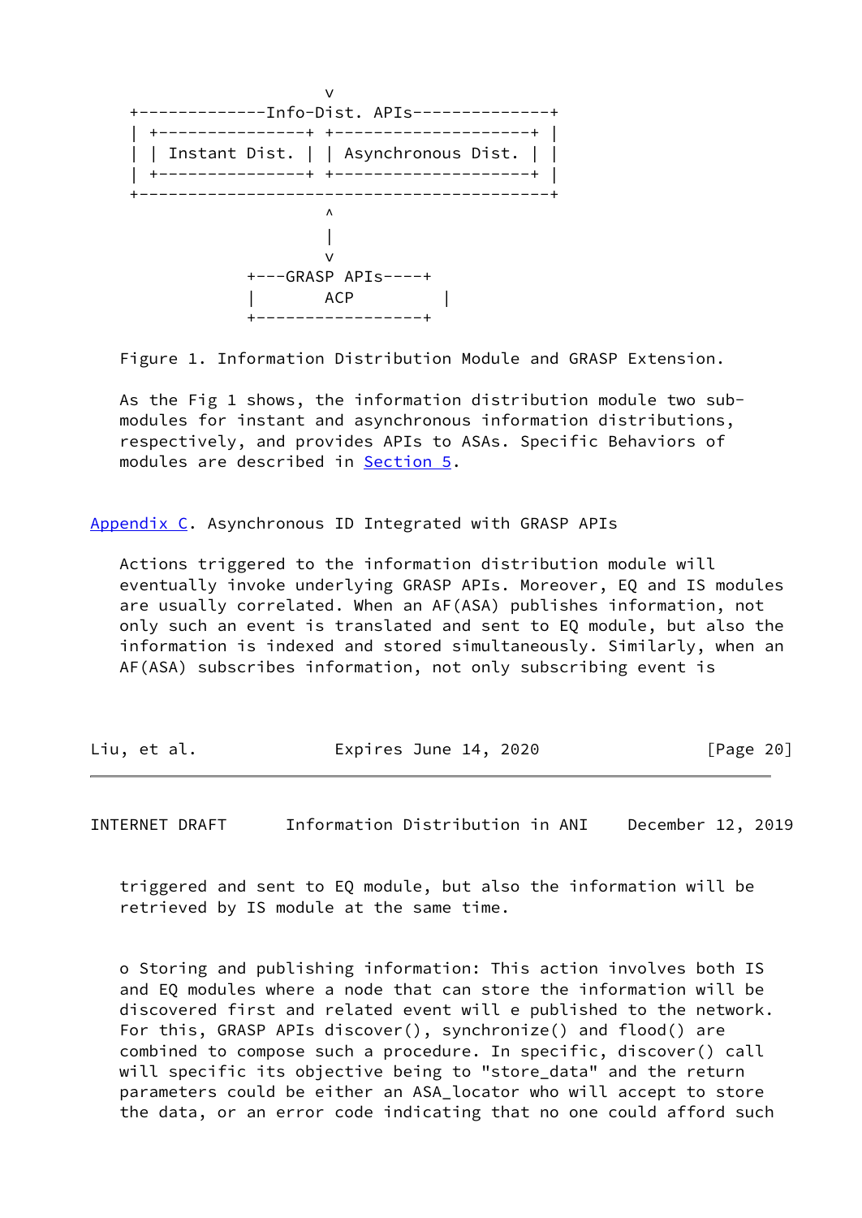```
                         v
  +-------------Info-Dist. APIs--------------+
  | +---------------+ +--------------------+ |
  | | Instant Dist. | | Asynchronous Dist. | |
  | +---------------+ +--------------------+ |
  +------------------------------------------+
                         ^
                         |
                         v
              +---GRASP APIs----+
              |       ACP         |
              +-----------------+
```

Figure 1. Information Distribution Module and GRASP Extension.

As the Fig 1 shows, the information distribution module two sub-modules for instant and asynchronous information distributions, respectively, and provides APIs to ASAs. Specific Behaviors of modules are described in Section 5.

## Appendix C. Asynchronous ID Integrated with GRASP APIs

Actions triggered to the information distribution module will eventually invoke underlying GRASP APIs. Moreover, EQ and IS modules are usually correlated. When an AF(ASA) publishes information, not only such an event is translated and sent to EQ module, but also the information is indexed and stored simultaneously. Similarly, when an AF(ASA) subscribes information, not only subscribing event is triggered and sent to EQ module, but also the information will be retrieved by IS module at the same time.

o Storing and publishing information: This action involves both IS and EQ modules where a node that can store the information will be discovered first and related event will e published to the network. For this, GRASP APIs discover(), synchronize() and flood() are combined to compose such a procedure. In specific, discover() call will specific its objective being to "store_data" and the return parameters could be either an ASA_locator who will accept to store the data, or an error code indicating that no one could afford such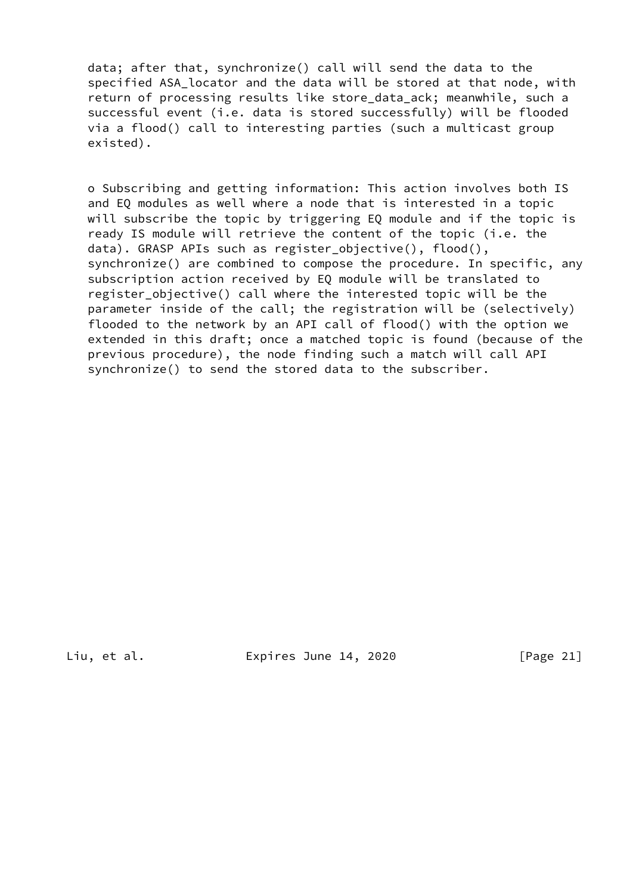data; after that, synchronize() call will send the data to the specified ASA_locator and the data will be stored at that node, with return of processing results like store_data_ack; meanwhile, such a successful event (i.e. data is stored successfully) will be flooded via a flood() call to interesting parties (such a multicast group existed).

- Subscribing and getting information: This action involves both IS and EQ modules as well where a node that is interested in a topic will subscribe the topic by triggering EQ module and if the topic is ready IS module will retrieve the content of the topic (i.e. the data). GRASP APIs such as register_objective(), flood(), synchronize() are combined to compose the procedure. In specific, any subscription action received by EQ module will be translated to register_objective() call where the interested topic will be the parameter inside of the call; the registration will be (selectively) flooded to the network by an API call of flood() with the option we extended in this draft; once a matched topic is found (because of the previous procedure), the node finding such a match will call API synchronize() to send the stored data to the subscriber.